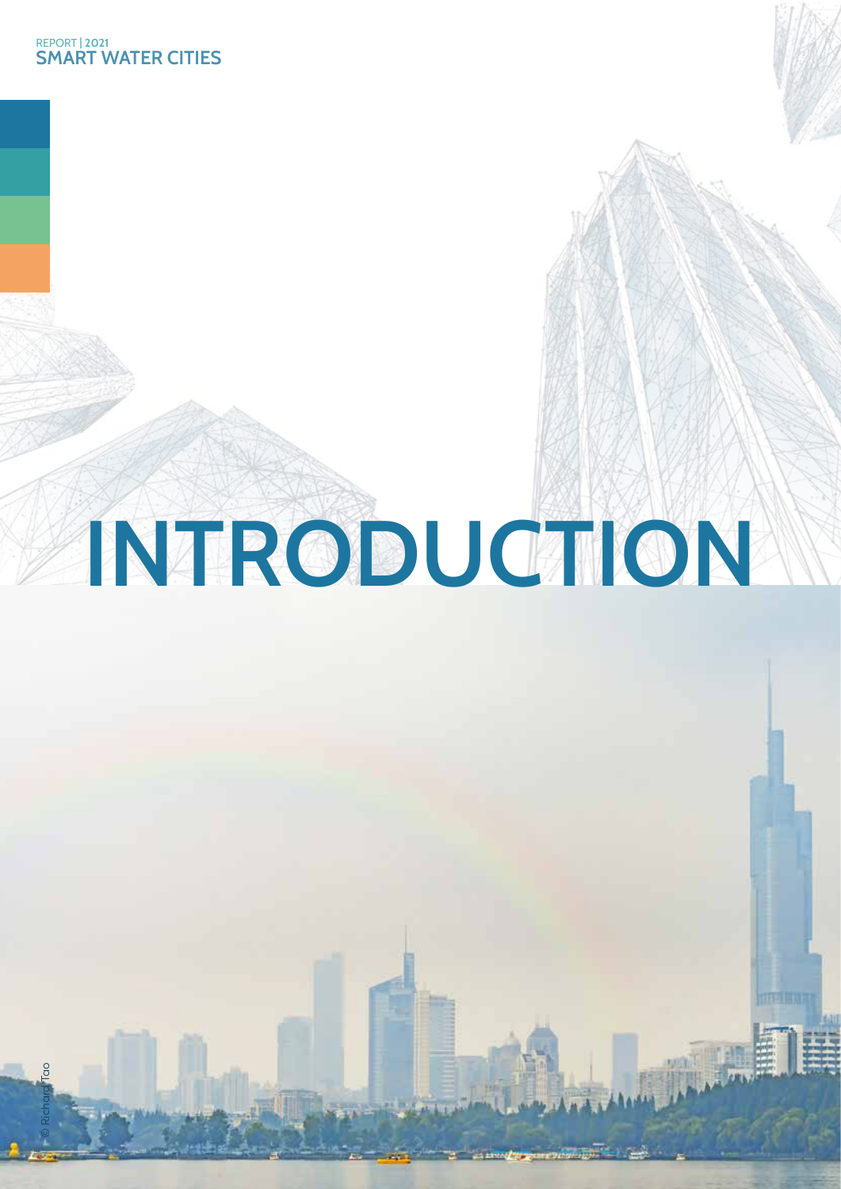# INTRODUCTION

© Richard Tao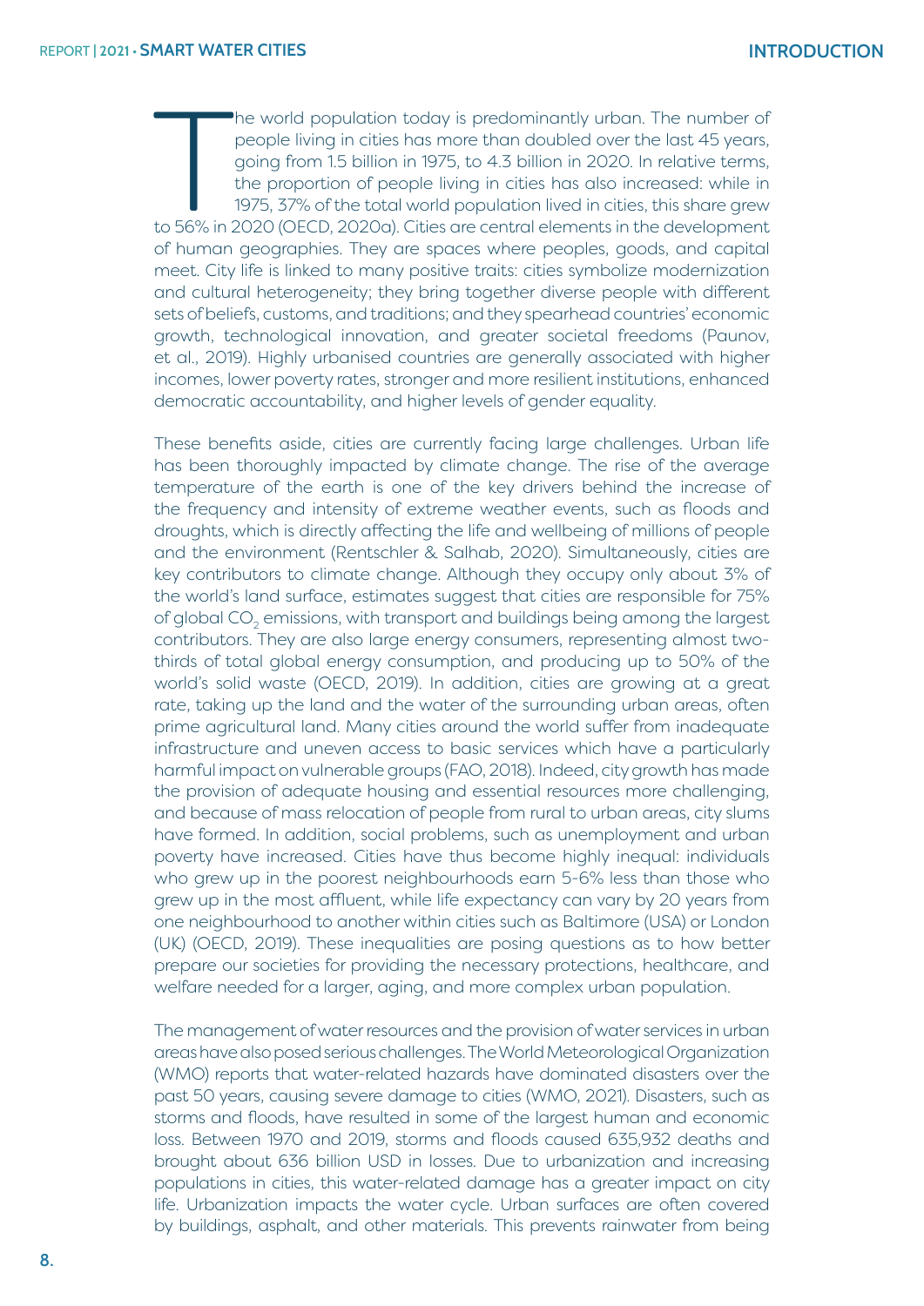The world population today is predominantly urban. The number of people living in cities has more than doubled over the last 45 years, going from 1.5 billion in 1975, to 4.3 billion in 2020. In relative terms, the proportion of people living in cities has also increased: while in 1975, 37% of the total world population lived in cities, this share grew to 56% in 2020 (OECD, 2020a). Cities are central elements in the development of human geographies. They are spaces where peoples, goods, and capital meet. City life is linked to many positive traits: cities symbolize modernization and cultural heterogeneity; they bring together diverse people with different sets of beliefs, customs, and traditions; and they spearhead countries' economic growth, technological innovation, and greater societal freedoms (Paunov, et al., 2019). Highly urbanised countries are generally associated with higher incomes, lower poverty rates, stronger and more resilient institutions, enhanced democratic accountability, and higher levels of gender equality.

These benefits aside, cities are currently facing large challenges. Urban life has been thoroughly impacted by climate change. The rise of the average temperature of the earth is one of the key drivers behind the increase of the frequency and intensity of extreme weather events, such as floods and droughts, which is directly affecting the life and wellbeing of millions of people and the environment (Rentschler & Salhab, 2020). Simultaneously, cities are key contributors to climate change. Although they occupy only about 3% of the world's land surface, estimates suggest that cities are responsible for 75% of global $CO_2$ emissions, with transport and buildings being among the largest contributors. They are also large energy consumers, representing almost two-thirds of total global energy consumption, and producing up to 50% of the world's solid waste (OECD, 2019). In addition, cities are growing at a great rate, taking up the land and the water of the surrounding urban areas, often prime agricultural land. Many cities around the world suffer from inadequate infrastructure and uneven access to basic services which have a particularly harmful impact on vulnerable groups (FAO, 2018). Indeed, city growth has made the provision of adequate housing and essential resources more challenging, and because of mass relocation of people from rural to urban areas, city slums have formed. In addition, social problems, such as unemployment and urban poverty have increased. Cities have thus become highly inequal: individuals who grew up in the poorest neighbourhoods earn 5-6% less than those who grew up in the most affluent, while life expectancy can vary by 20 years from one neighbourhood to another within cities such as Baltimore (USA) or London (UK) (OECD, 2019). These inequalities are posing questions as to how better prepare our societies for providing the necessary protections, healthcare, and welfare needed for a larger, aging, and more complex urban population.

The management of water resources and the provision of water services in urban areas have also posed serious challenges. The World Meteorological Organization (WMO) reports that water-related hazards have dominated disasters over the past 50 years, causing severe damage to cities (WMO, 2021). Disasters, such as storms and floods, have resulted in some of the largest human and economic loss. Between 1970 and 2019, storms and floods caused 635,932 deaths and brought about 636 billion USD in losses. Due to urbanization and increasing populations in cities, this water-related damage has a greater impact on city life. Urbanization impacts the water cycle. Urban surfaces are often covered by buildings, asphalt, and other materials. This prevents rainwater from being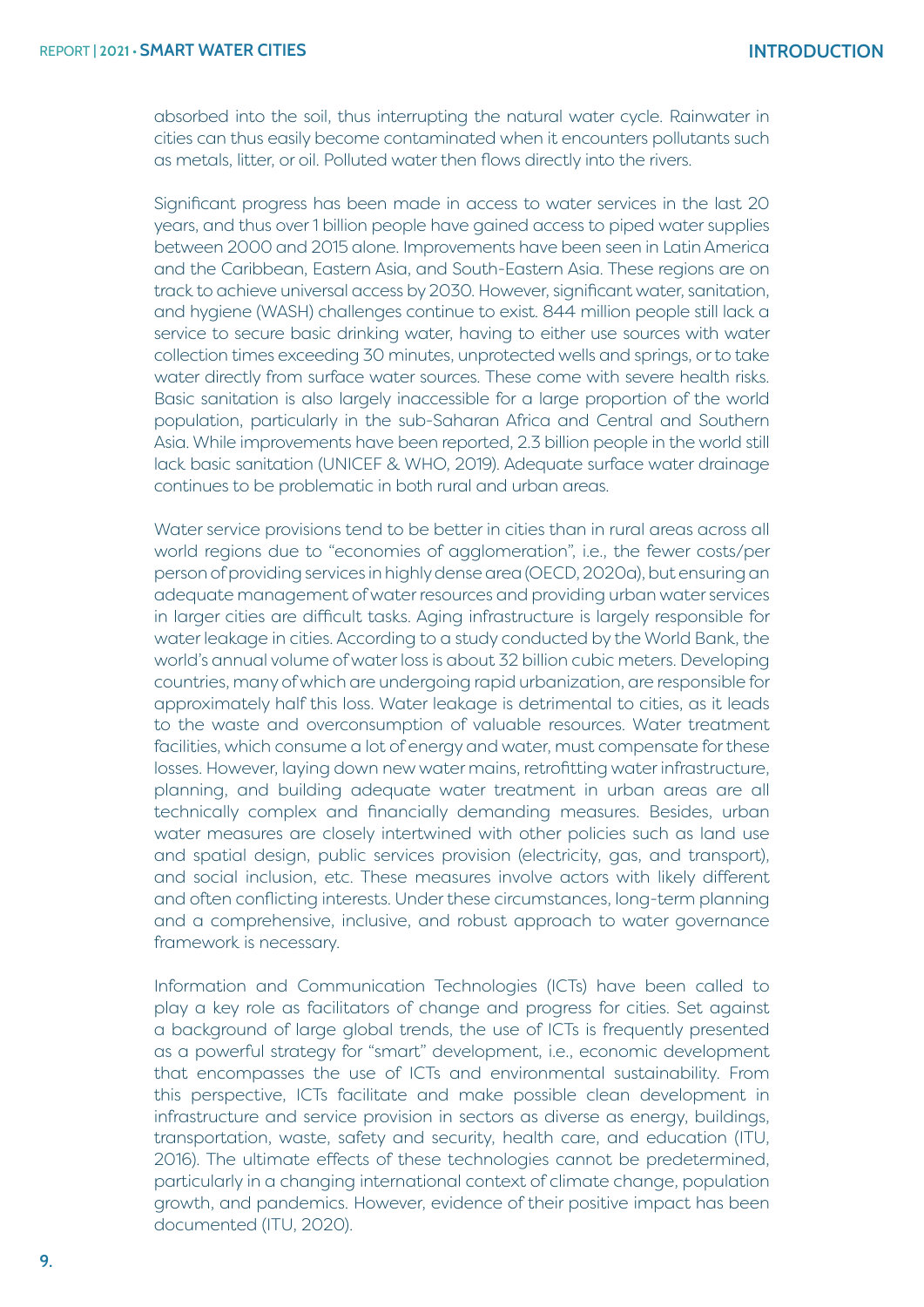absorbed into the soil, thus interrupting the natural water cycle. Rainwater in cities can thus easily become contaminated when it encounters pollutants such as metals, litter, or oil. Polluted water then flows directly into the rivers.

Significant progress has been made in access to water services in the last 20 years, and thus over 1 billion people have gained access to piped water supplies between 2000 and 2015 alone. Improvements have been seen in Latin America and the Caribbean, Eastern Asia, and South-Eastern Asia. These regions are on track to achieve universal access by 2030. However, significant water, sanitation, and hygiene (WASH) challenges continue to exist. 844 million people still lack a service to secure basic drinking water, having to either use sources with water collection times exceeding 30 minutes, unprotected wells and springs, or to take water directly from surface water sources. These come with severe health risks. Basic sanitation is also largely inaccessible for a large proportion of the world population, particularly in the sub-Saharan Africa and Central and Southern Asia. While improvements have been reported, 2.3 billion people in the world still lack basic sanitation (UNICEF & WHO, 2019). Adequate surface water drainage continues to be problematic in both rural and urban areas.

Water service provisions tend to be better in cities than in rural areas across all world regions due to "economies of agglomeration", i.e., the fewer costs/per person of providing services in highly dense area (OECD, 2020a), but ensuring an adequate management of water resources and providing urban water services in larger cities are difficult tasks. Aging infrastructure is largely responsible for water leakage in cities. According to a study conducted by the World Bank, the world's annual volume of water loss is about 32 billion cubic meters. Developing countries, many of which are undergoing rapid urbanization, are responsible for approximately half this loss. Water leakage is detrimental to cities, as it leads to the waste and overconsumption of valuable resources. Water treatment facilities, which consume a lot of energy and water, must compensate for these losses. However, laying down new water mains, retrofitting water infrastructure, planning, and building adequate water treatment in urban areas are all technically complex and financially demanding measures. Besides, urban water measures are closely intertwined with other policies such as land use and spatial design, public services provision (electricity, gas, and transport), and social inclusion, etc. These measures involve actors with likely different and often conflicting interests. Under these circumstances, long-term planning and a comprehensive, inclusive, and robust approach to water governance framework is necessary.

Information and Communication Technologies (ICTs) have been called to play a key role as facilitators of change and progress for cities. Set against a background of large global trends, the use of ICTs is frequently presented as a powerful strategy for "smart" development, i.e., economic development that encompasses the use of ICTs and environmental sustainability. From this perspective, ICTs facilitate and make possible clean development in infrastructure and service provision in sectors as diverse as energy, buildings, transportation, waste, safety and security, health care, and education (ITU, 2016). The ultimate effects of these technologies cannot be predetermined, particularly in a changing international context of climate change, population growth, and pandemics. However, evidence of their positive impact has been documented (ITU, 2020).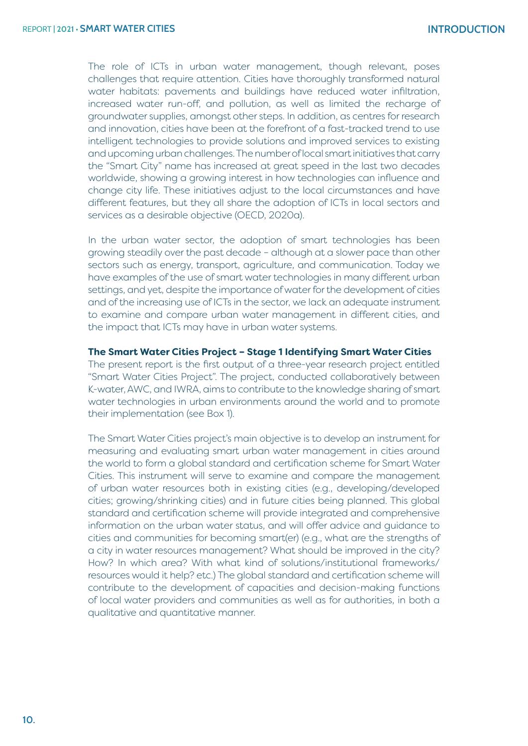The role of ICTs in urban water management, though relevant, poses challenges that require attention. Cities have thoroughly transformed natural water habitats: pavements and buildings have reduced water infiltration, increased water run-off, and pollution, as well as limited the recharge of groundwater supplies, amongst other steps. In addition, as centres for research and innovation, cities have been at the forefront of a fast-tracked trend to use intelligent technologies to provide solutions and improved services to existing and upcoming urban challenges. The number of local smart initiatives that carry the "Smart City" name has increased at great speed in the last two decades worldwide, showing a growing interest in how technologies can influence and change city life. These initiatives adjust to the local circumstances and have different features, but they all share the adoption of ICTs in local sectors and services as a desirable objective (OECD, 2020a).

In the urban water sector, the adoption of smart technologies has been growing steadily over the past decade – although at a slower pace than other sectors such as energy, transport, agriculture, and communication. Today we have examples of the use of smart water technologies in many different urban settings, and yet, despite the importance of water for the development of cities and of the increasing use of ICTs in the sector, we lack an adequate instrument to examine and compare urban water management in different cities, and the impact that ICTs may have in urban water systems.

**The Smart Water Cities Project – Stage 1 Identifying Smart Water Cities**

The present report is the first output of a three-year research project entitled "Smart Water Cities Project". The project, conducted collaboratively between K-water, AWC, and IWRA, aims to contribute to the knowledge sharing of smart water technologies in urban environments around the world and to promote their implementation (see Box 1).

The Smart Water Cities project's main objective is to develop an instrument for measuring and evaluating smart urban water management in cities around the world to form a global standard and certification scheme for Smart Water Cities. This instrument will serve to examine and compare the management of urban water resources both in existing cities (e.g., developing/developed cities; growing/shrinking cities) and in future cities being planned. This global standard and certification scheme will provide integrated and comprehensive information on the urban water status, and will offer advice and guidance to cities and communities for becoming smart(er) (e.g., what are the strengths of a city in water resources management? What should be improved in the city? How? In which area? With what kind of solutions/institutional frameworks/resources would it help? etc.) The global standard and certification scheme will contribute to the development of capacities and decision-making functions of local water providers and communities as well as for authorities, in both a qualitative and quantitative manner.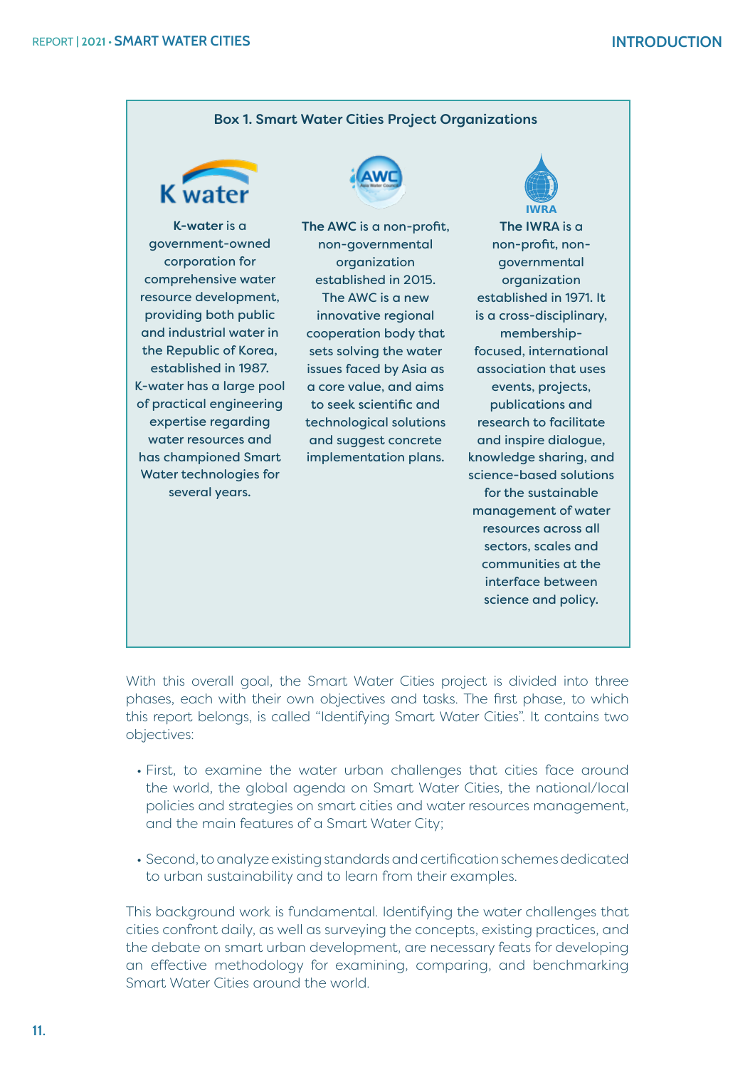**Box 1. Smart Water Cities Project Organizations**

K water

**K-water** is a government-owned corporation for comprehensive water resource development, providing both public and industrial water in the Republic of Korea, established in 1987. K-water has a large pool of practical engineering expertise regarding water resources and has championed Smart Water technologies for several years.

AWC

**The AWC** is a non-profit, non-governmental organization established in 2015. The AWC is a new innovative regional cooperation body that sets solving the water issues faced by Asia as a core value, and aims to seek scientific and technological solutions and suggest concrete implementation plans.

IWRA

**The IWRA** is a non-profit, non-governmental organization established in 1971. It is a cross-disciplinary, membership-focused, international association that uses events, projects, publications and research to facilitate and inspire dialogue, knowledge sharing, and science-based solutions for the sustainable management of water resources across all sectors, scales and communities at the interface between science and policy.

With this overall goal, the Smart Water Cities project is divided into three phases, each with their own objectives and tasks. The first phase, to which this report belongs, is called "Identifying Smart Water Cities". It contains two objectives:

- First, to examine the water urban challenges that cities face around the world, the global agenda on Smart Water Cities, the national/local policies and strategies on smart cities and water resources management, and the main features of a Smart Water City;
- Second, to analyze existing standards and certification schemes dedicated to urban sustainability and to learn from their examples.

This background work is fundamental. Identifying the water challenges that cities confront daily, as well as surveying the concepts, existing practices, and the debate on smart urban development, are necessary feats for developing an effective methodology for examining, comparing, and benchmarking Smart Water Cities around the world.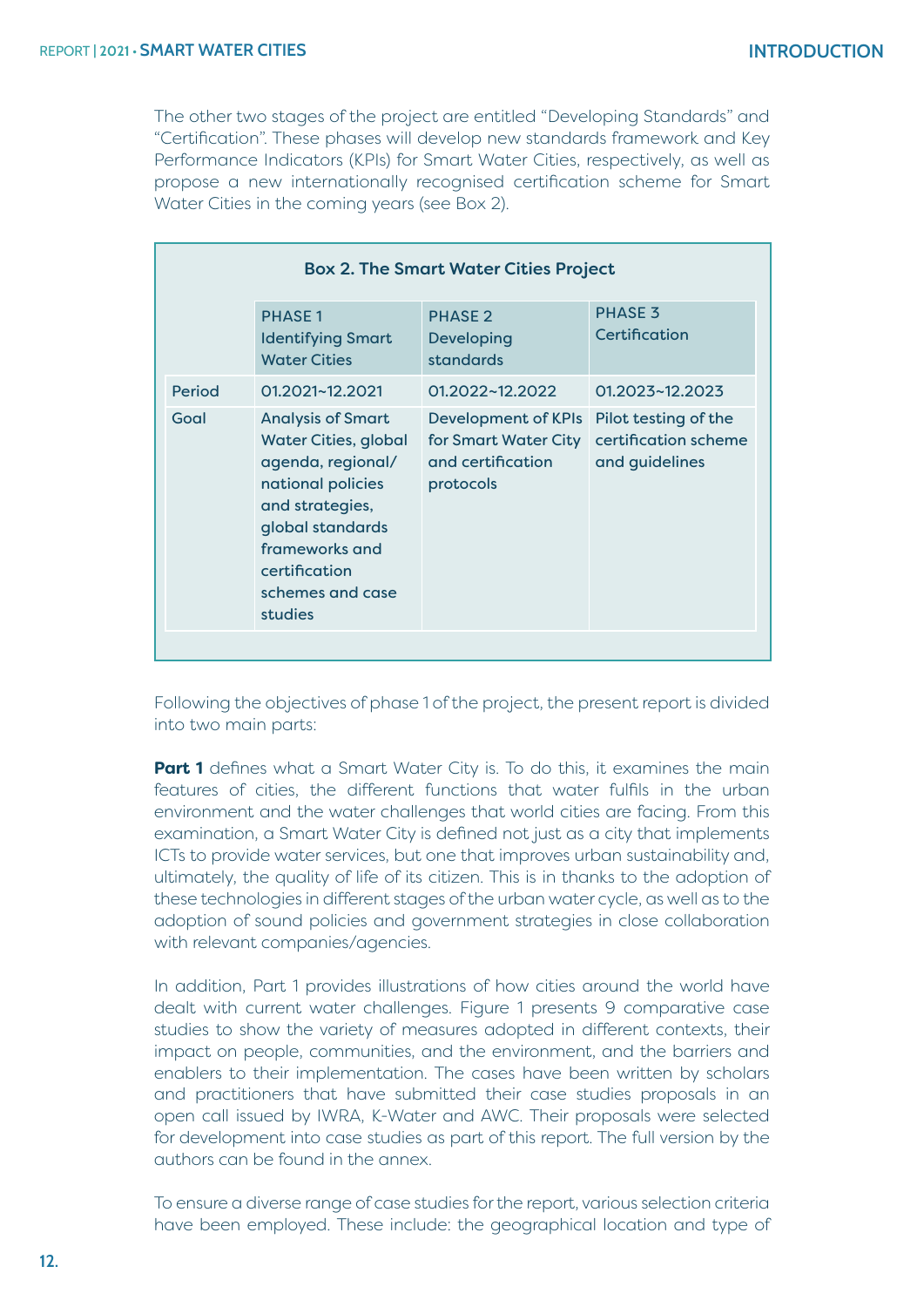The other two stages of the project are entitled "Developing Standards" and "Certification". These phases will develop new standards framework and Key Performance Indicators (KPIs) for Smart Water Cities, respectively, as well as propose a new internationally recognised certification scheme for Smart Water Cities in the coming years (see Box 2).

**Box 2. The Smart Water Cities Project**

| | PHASE 1 Identifying Smart Water Cities | PHASE 2 Developing standards | PHASE 3 Certification |
|---|---|---|---|
| Period | 01.2021~12.2021 | 01.2022~12.2022 | 01.2023~12.2023 |
| Goal | Analysis of Smart Water Cities, global agenda, regional/ national policies and strategies, global standards frameworks and certification schemes and case studies | Development of KPIs for Smart Water City and certification protocols | Pilot testing of the certification scheme and guidelines |

Following the objectives of phase 1 of the project, the present report is divided into two main parts:

**Part 1** defines what a Smart Water City is. To do this, it examines the main features of cities, the different functions that water fulfils in the urban environment and the water challenges that world cities are facing. From this examination, a Smart Water City is defined not just as a city that implements ICTs to provide water services, but one that improves urban sustainability and, ultimately, the quality of life of its citizen. This is in thanks to the adoption of these technologies in different stages of the urban water cycle, as well as to the adoption of sound policies and government strategies in close collaboration with relevant companies/agencies.

In addition, Part 1 provides illustrations of how cities around the world have dealt with current water challenges. Figure 1 presents 9 comparative case studies to show the variety of measures adopted in different contexts, their impact on people, communities, and the environment, and the barriers and enablers to their implementation. The cases have been written by scholars and practitioners that have submitted their case studies proposals in an open call issued by IWRA, K-Water and AWC. Their proposals were selected for development into case studies as part of this report. The full version by the authors can be found in the annex.

To ensure a diverse range of case studies for the report, various selection criteria have been employed. These include: the geographical location and type of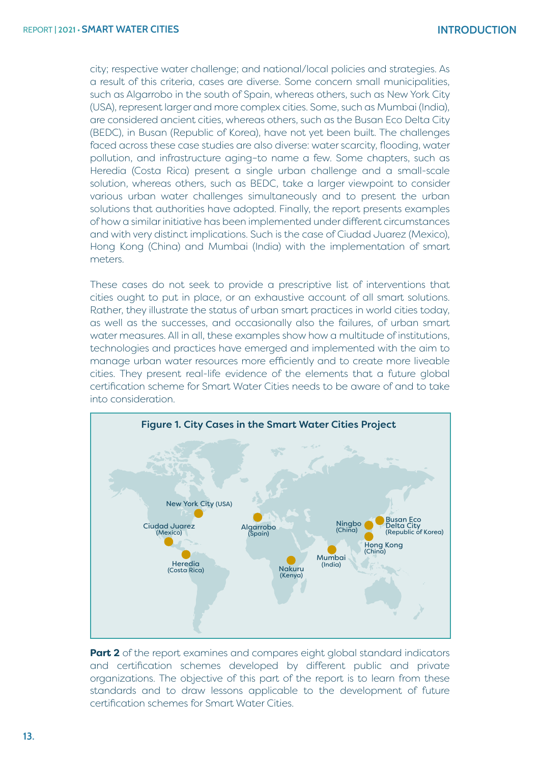city; respective water challenge; and national/local policies and strategies. As a result of this criteria, cases are diverse. Some concern small municipalities, such as Algarrobo in the south of Spain, whereas others, such as New York City (USA), represent larger and more complex cities. Some, such as Mumbai (India), are considered ancient cities, whereas others, such as the Busan Eco Delta City (BEDC), in Busan (Republic of Korea), have not yet been built. The challenges faced across these case studies are also diverse: water scarcity, flooding, water pollution, and infrastructure aging–to name a few. Some chapters, such as Heredia (Costa Rica) present a single urban challenge and a small-scale solution, whereas others, such as BEDC, take a larger viewpoint to consider various urban water challenges simultaneously and to present the urban solutions that authorities have adopted. Finally, the report presents examples of how a similar initiative has been implemented under different circumstances and with very distinct implications. Such is the case of Ciudad Juarez (Mexico), Hong Kong (China) and Mumbai (India) with the implementation of smart meters.

These cases do not seek to provide a prescriptive list of interventions that cities ought to put in place, or an exhaustive account of all smart solutions. Rather, they illustrate the status of urban smart practices in world cities today, as well as the successes, and occasionally also the failures, of urban smart water measures. All in all, these examples show how a multitude of institutions, technologies and practices have emerged and implemented with the aim to manage urban water resources more efficiently and to create more liveable cities. They present real-life evidence of the elements that a future global certification scheme for Smart Water Cities needs to be aware of and to take into consideration.

**Figure 1. City Cases in the Smart Water Cities Project**

New York City (USA)
Ciudad Juarez (Mexico)
Heredia (Costa Rica)
Algarrobo (Spain)
Nakuru (Kenya)
Mumbai (India)
Ningbo (China)
Hong Kong (China)
Busan Eco Delta City (Republic of Korea)

**Part 2** of the report examines and compares eight global standard indicators and certification schemes developed by different public and private organizations. The objective of this part of the report is to learn from these standards and to draw lessons applicable to the development of future certification schemes for Smart Water Cities.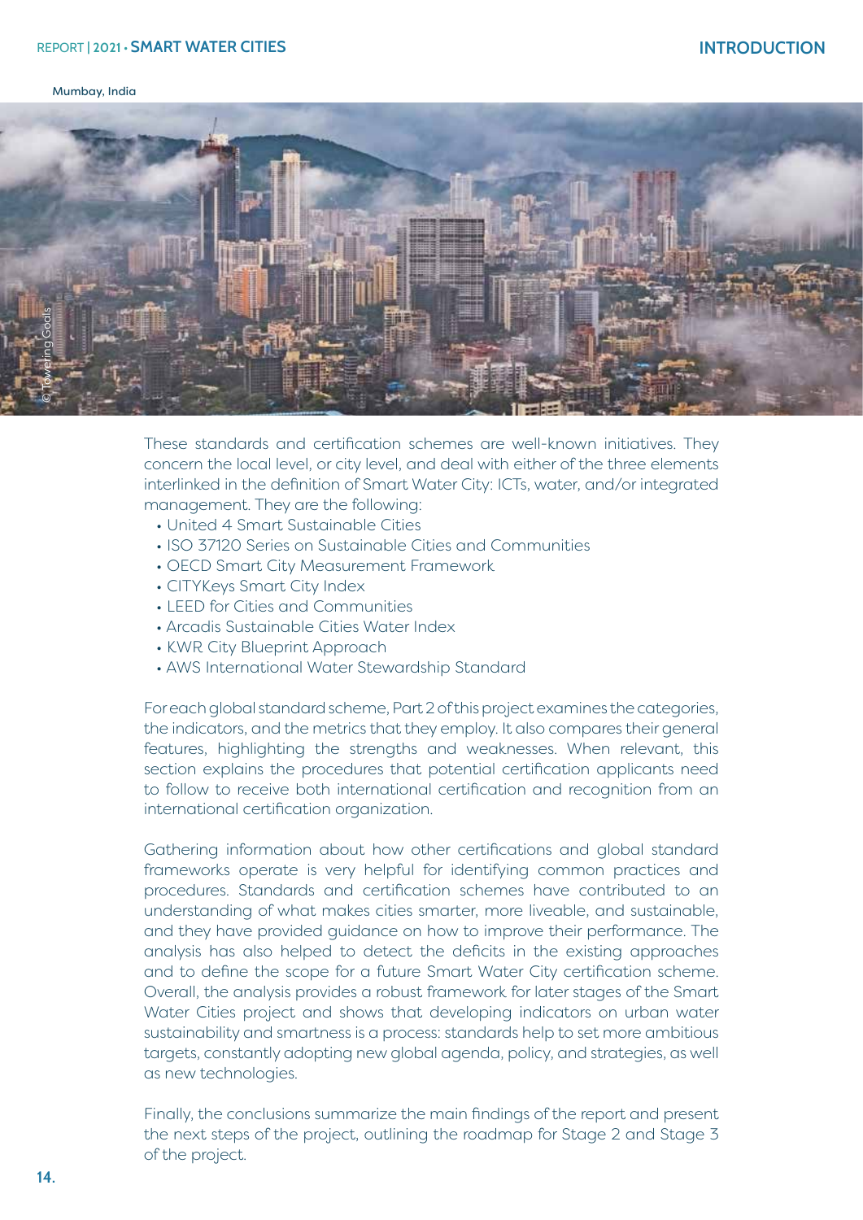Mumbay, India

These standards and certification schemes are well-known initiatives. They concern the local level, or city level, and deal with either of the three elements interlinked in the definition of Smart Water City: ICTs, water, and/or integrated management. They are the following:

- United 4 Smart Sustainable Cities
- ISO 37120 Series on Sustainable Cities and Communities
- OECD Smart City Measurement Framework
- CITYKeys Smart City Index
- LEED for Cities and Communities
- Arcadis Sustainable Cities Water Index
- KWR City Blueprint Approach
- AWS International Water Stewardship Standard

For each global standard scheme, Part 2 of this project examines the categories, the indicators, and the metrics that they employ. It also compares their general features, highlighting the strengths and weaknesses. When relevant, this section explains the procedures that potential certification applicants need to follow to receive both international certification and recognition from an international certification organization.

Gathering information about how other certifications and global standard frameworks operate is very helpful for identifying common practices and procedures. Standards and certification schemes have contributed to an understanding of what makes cities smarter, more liveable, and sustainable, and they have provided guidance on how to improve their performance. The analysis has also helped to detect the deficits in the existing approaches and to define the scope for a future Smart Water City certification scheme. Overall, the analysis provides a robust framework for later stages of the Smart Water Cities project and shows that developing indicators on urban water sustainability and smartness is a process: standards help to set more ambitious targets, constantly adopting new global agenda, policy, and strategies, as well as new technologies.

Finally, the conclusions summarize the main findings of the report and present the next steps of the project, outlining the roadmap for Stage 2 and Stage 3 of the project.